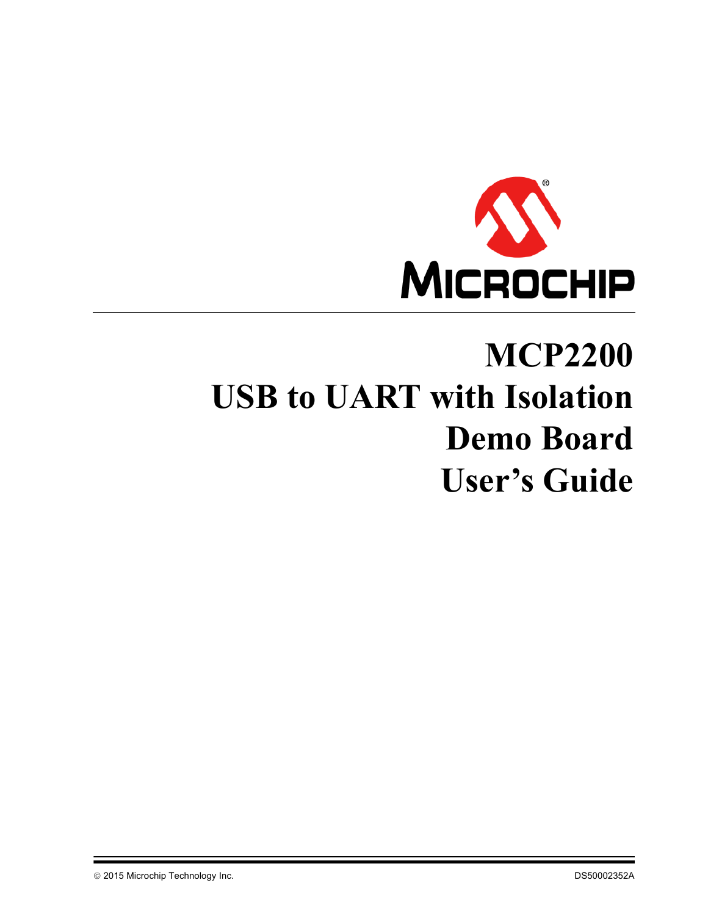# MCP2200 USB to UART with Isolation Demo Board User's Guide

© 2015 Microchip Technology Inc. DS50002352A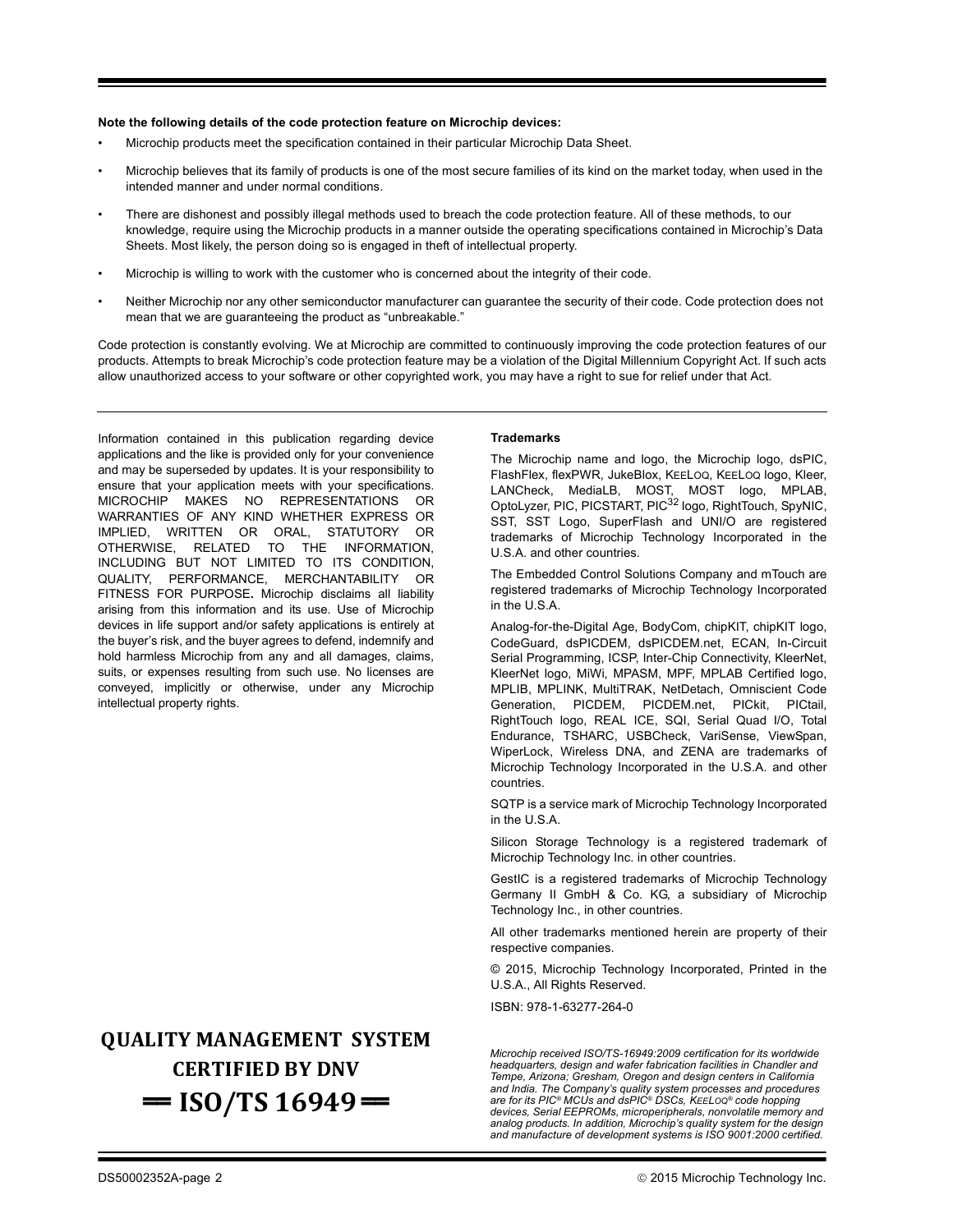**Note the following details of the code protection feature on Microchip devices:**

- Microchip products meet the specification contained in their particular Microchip Data Sheet.
- Microchip believes that its family of products is one of the most secure families of its kind on the market today, when used in the intended manner and under normal conditions.
- There are dishonest and possibly illegal methods used to breach the code protection feature. All of these methods, to our knowledge, require using the Microchip products in a manner outside the operating specifications contained in Microchip's Data Sheets. Most likely, the person doing so is engaged in theft of intellectual property.
- Microchip is willing to work with the customer who is concerned about the integrity of their code.
- Neither Microchip nor any other semiconductor manufacturer can guarantee the security of their code. Code protection does not mean that we are guaranteeing the product as "unbreakable."

Code protection is constantly evolving. We at Microchip are committed to continuously improving the code protection features of our products. Attempts to break Microchip's code protection feature may be a violation of the Digital Millennium Copyright Act. If such acts allow unauthorized access to your software or other copyrighted work, you may have a right to sue for relief under that Act.

---

Information contained in this publication regarding device applications and the like is provided only for your convenience and may be superseded by updates. It is your responsibility to ensure that your application meets with your specifications. MICROCHIP MAKES NO REPRESENTATIONS OR WARRANTIES OF ANY KIND WHETHER EXPRESS OR IMPLIED, WRITTEN OR ORAL, STATUTORY OR OTHERWISE, RELATED TO THE INFORMATION, INCLUDING BUT NOT LIMITED TO ITS CONDITION, QUALITY, PERFORMANCE, MERCHANTABILITY OR FITNESS FOR PURPOSE**.** Microchip disclaims all liability arising from this information and its use. Use of Microchip devices in life support and/or safety applications is entirely at the buyer's risk, and the buyer agrees to defend, indemnify and hold harmless Microchip from any and all damages, claims, suits, or expenses resulting from such use. No licenses are conveyed, implicitly or otherwise, under any Microchip intellectual property rights.

**QUALITY MANAGEMENT SYSTEM CERTIFIED BY DNV**

**== ISO/TS 16949 ==**

**Trademarks**

The Microchip name and logo, the Microchip logo, dsPIC, FlashFlex, flexPWR, JukeBlox, KEELOQ, KEELOQ logo, Kleer, LANCheck, MediaLB, MOST, MOST logo, MPLAB, OptoLyzer, PIC, PICSTART, PIC32 logo, RightTouch, SpyNIC, SST, SST Logo, SuperFlash and UNI/O are registered trademarks of Microchip Technology Incorporated in the U.S.A. and other countries.

The Embedded Control Solutions Company and mTouch are registered trademarks of Microchip Technology Incorporated in the U.S.A.

Analog-for-the-Digital Age, BodyCom, chipKIT, chipKIT logo, CodeGuard, dsPICDEM, dsPICDEM.net, ECAN, In-Circuit Serial Programming, ICSP, Inter-Chip Connectivity, KleerNet, KleerNet logo, MiWi, MPASM, MPF, MPLAB Certified logo, MPLIB, MPLINK, MultiTRAK, NetDetach, Omniscient Code Generation, PICDEM, PICDEM.net, PICkit, PICtail, RightTouch logo, REAL ICE, SQI, Serial Quad I/O, Total Endurance, TSHARC, USBCheck, VariSense, ViewSpan, WiperLock, Wireless DNA, and ZENA are trademarks of Microchip Technology Incorporated in the U.S.A. and other countries.

SQTP is a service mark of Microchip Technology Incorporated in the U.S.A.

Silicon Storage Technology is a registered trademark of Microchip Technology Inc. in other countries.

GestIC is a registered trademarks of Microchip Technology Germany II GmbH & Co. KG, a subsidiary of Microchip Technology Inc., in other countries.

All other trademarks mentioned herein are property of their respective companies.

© 2015, Microchip Technology Incorporated, Printed in the U.S.A., All Rights Reserved.

ISBN: 978-1-63277-264-0

*Microchip received ISO/TS-16949:2009 certification for its worldwide headquarters, design and wafer fabrication facilities in Chandler and Tempe, Arizona; Gresham, Oregon and design centers in California and India. The Company's quality system processes and procedures are for its PIC® MCUs and dsPIC® DSCs, KEELOQ® code hopping devices, Serial EEPROMs, microperipherals, nonvolatile memory and analog products. In addition, Microchip's quality system for the design and manufacture of development systems is ISO 9001:2000 certified.*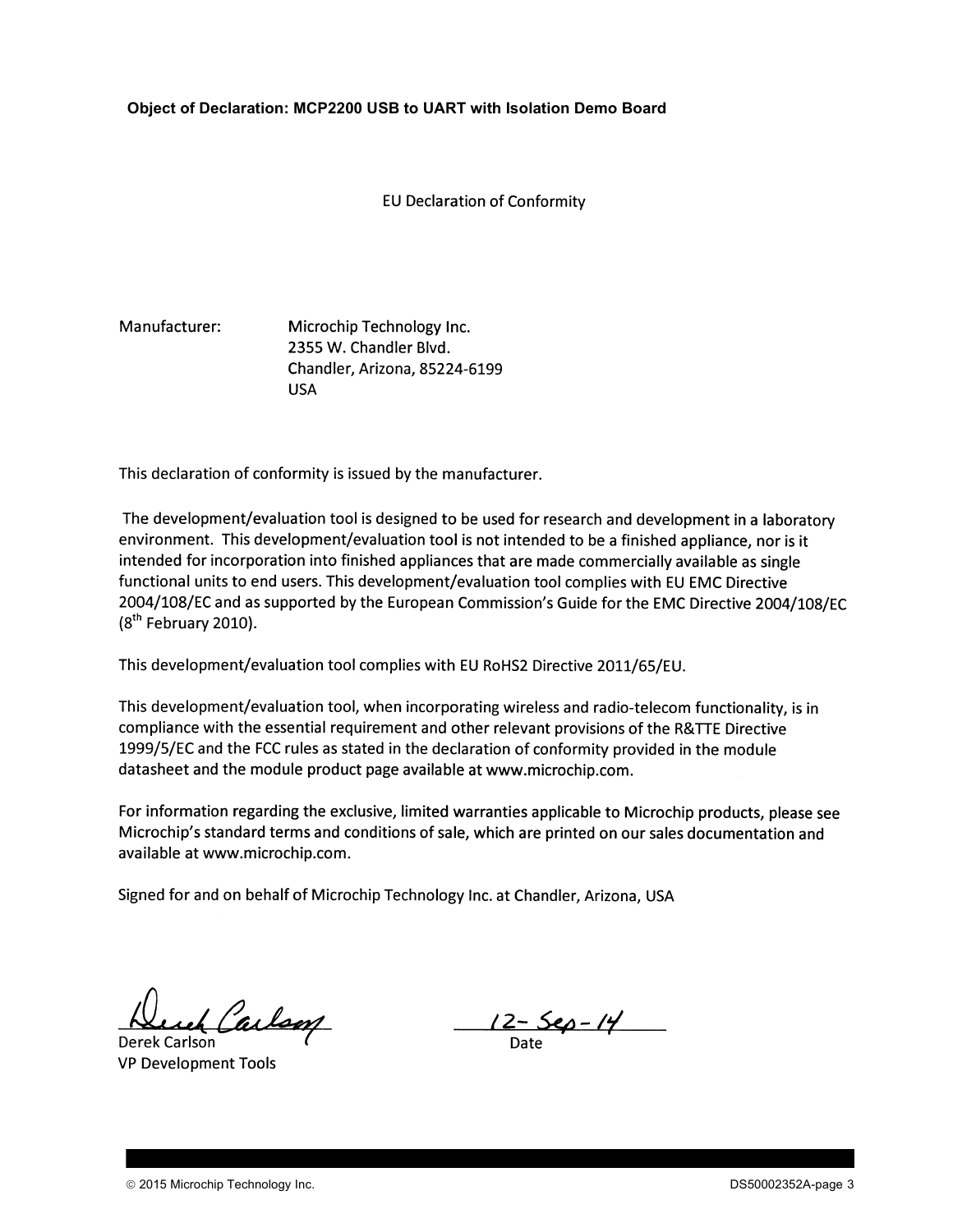**Object of Declaration: MCP2200 USB to UART with Isolation Demo Board**

EU Declaration of Conformity

Manufacturer: Microchip Technology Inc.
2355 W. Chandler Blvd.
Chandler, Arizona, 85224-6199
USA

This declaration of conformity is issued by the manufacturer.

The development/evaluation tool is designed to be used for research and development in a laboratory environment. This development/evaluation tool is not intended to be a finished appliance, nor is it intended for incorporation into finished appliances that are made commercially available as single functional units to end users. This development/evaluation tool complies with EU EMC Directive 2004/108/EC and as supported by the European Commission's Guide for the EMC Directive 2004/108/EC (8th February 2010).

This development/evaluation tool complies with EU RoHS2 Directive 2011/65/EU.

This development/evaluation tool, when incorporating wireless and radio-telecom functionality, is in compliance with the essential requirement and other relevant provisions of the R&TTE Directive 1999/5/EC and the FCC rules as stated in the declaration of conformity provided in the module datasheet and the module product page available at www.microchip.com.

For information regarding the exclusive, limited warranties applicable to Microchip products, please see Microchip's standard terms and conditions of sale, which are printed on our sales documentation and available at www.microchip.com.

Signed for and on behalf of Microchip Technology Inc. at Chandler, Arizona, USA

Derek Carlson
VP Development Tools

12-Sep-14
Date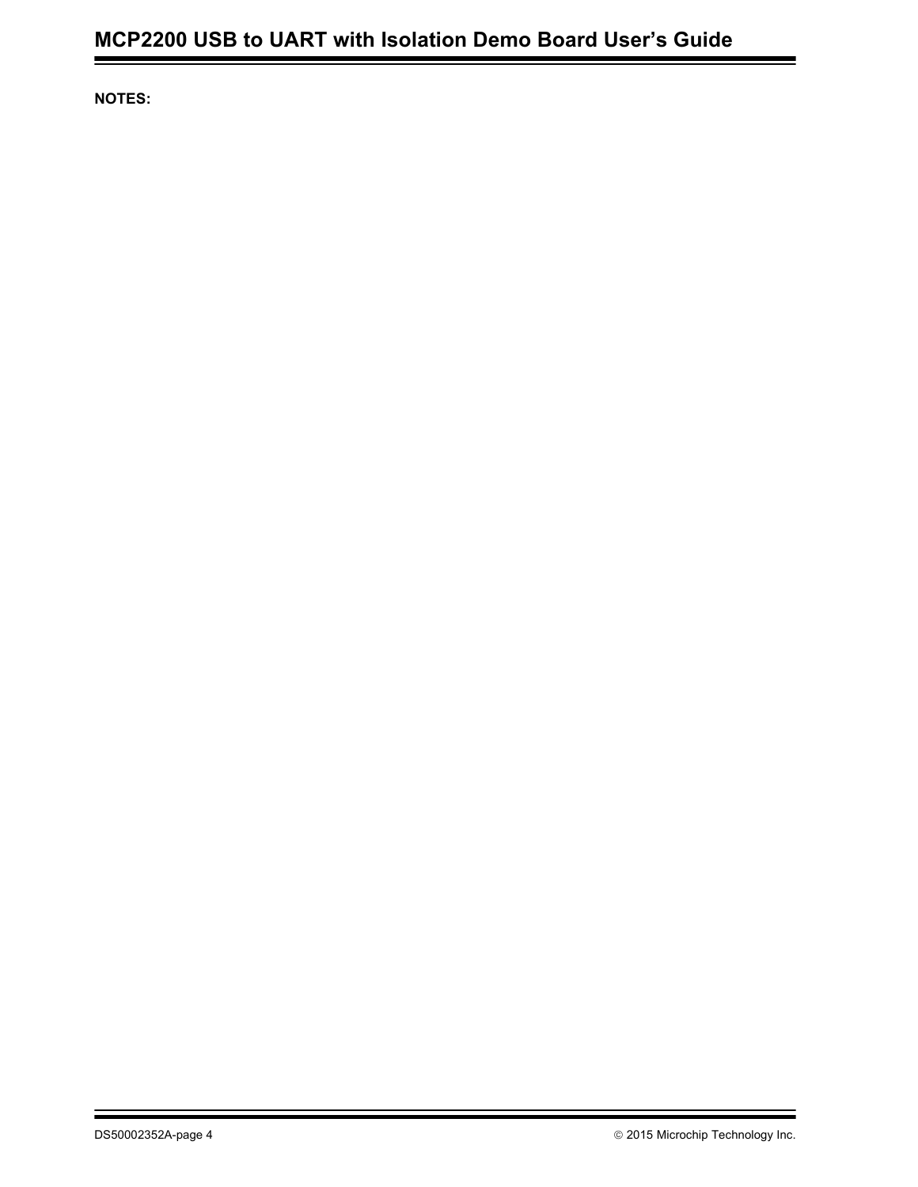**NOTES:**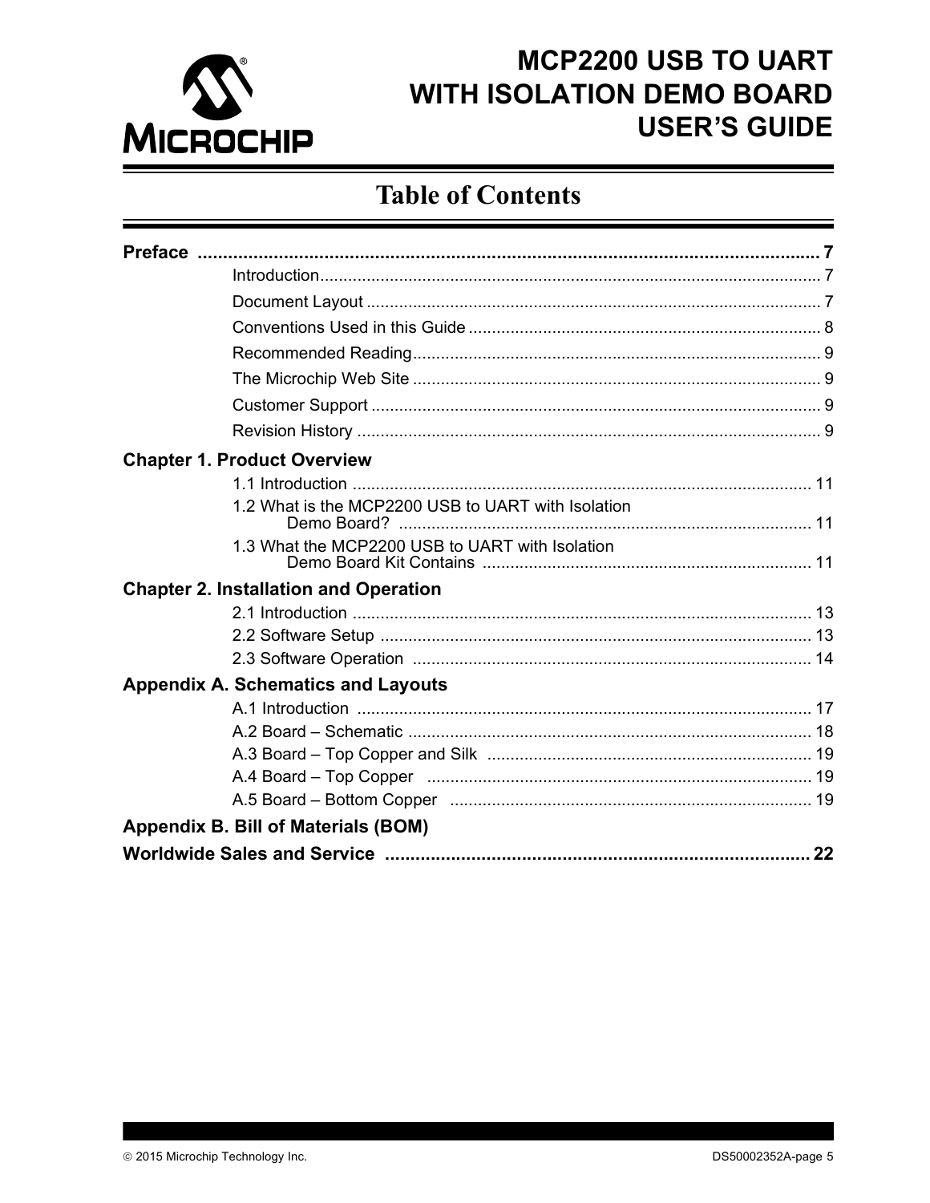# MCP2200 USB TO UART WITH ISOLATION DEMO BOARD USER'S GUIDE

## Table of Contents

**Preface** ..... 7

- Introduction ..... 7
- Document Layout ..... 7
- Conventions Used in this Guide ..... 8
- Recommended Reading ..... 9
- The Microchip Web Site ..... 9
- Customer Support ..... 9
- Revision History ..... 9

**Chapter 1. Product Overview**

- 1.1 Introduction ..... 11
- 1.2 What is the MCP2200 USB to UART with Isolation Demo Board? ..... 11
- 1.3 What the MCP2200 USB to UART with Isolation Demo Board Kit Contains ..... 11

**Chapter 2. Installation and Operation**

- 2.1 Introduction ..... 13
- 2.2 Software Setup ..... 13
- 2.3 Software Operation ..... 14

**Appendix A. Schematics and Layouts**

- A.1 Introduction ..... 17
- A.2 Board – Schematic ..... 18
- A.3 Board – Top Copper and Silk ..... 19
- A.4 Board – Top Copper ..... 19
- A.5 Board – Bottom Copper ..... 19

**Appendix B. Bill of Materials (BOM)**

**Worldwide Sales and Service** ..... 22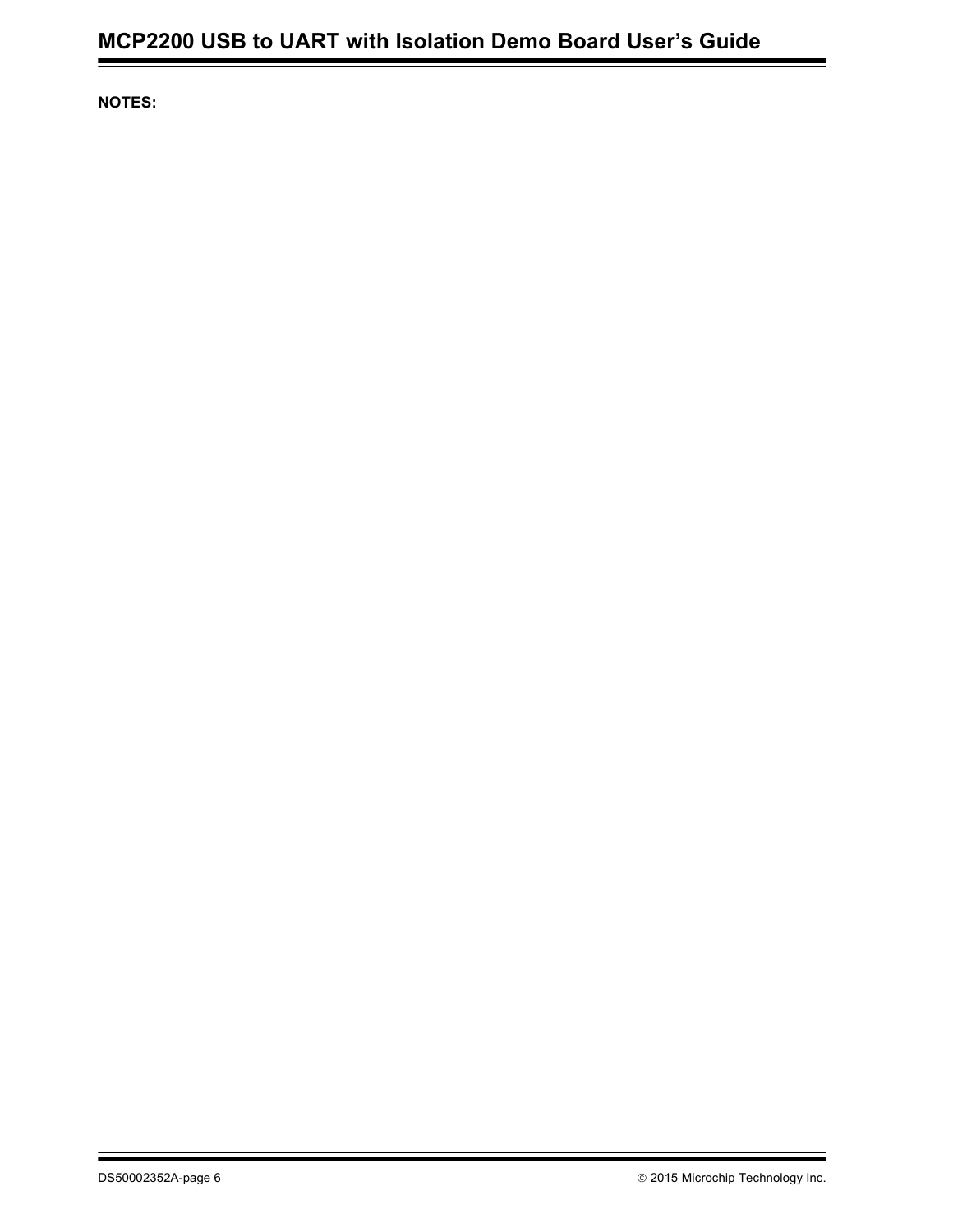**NOTES:**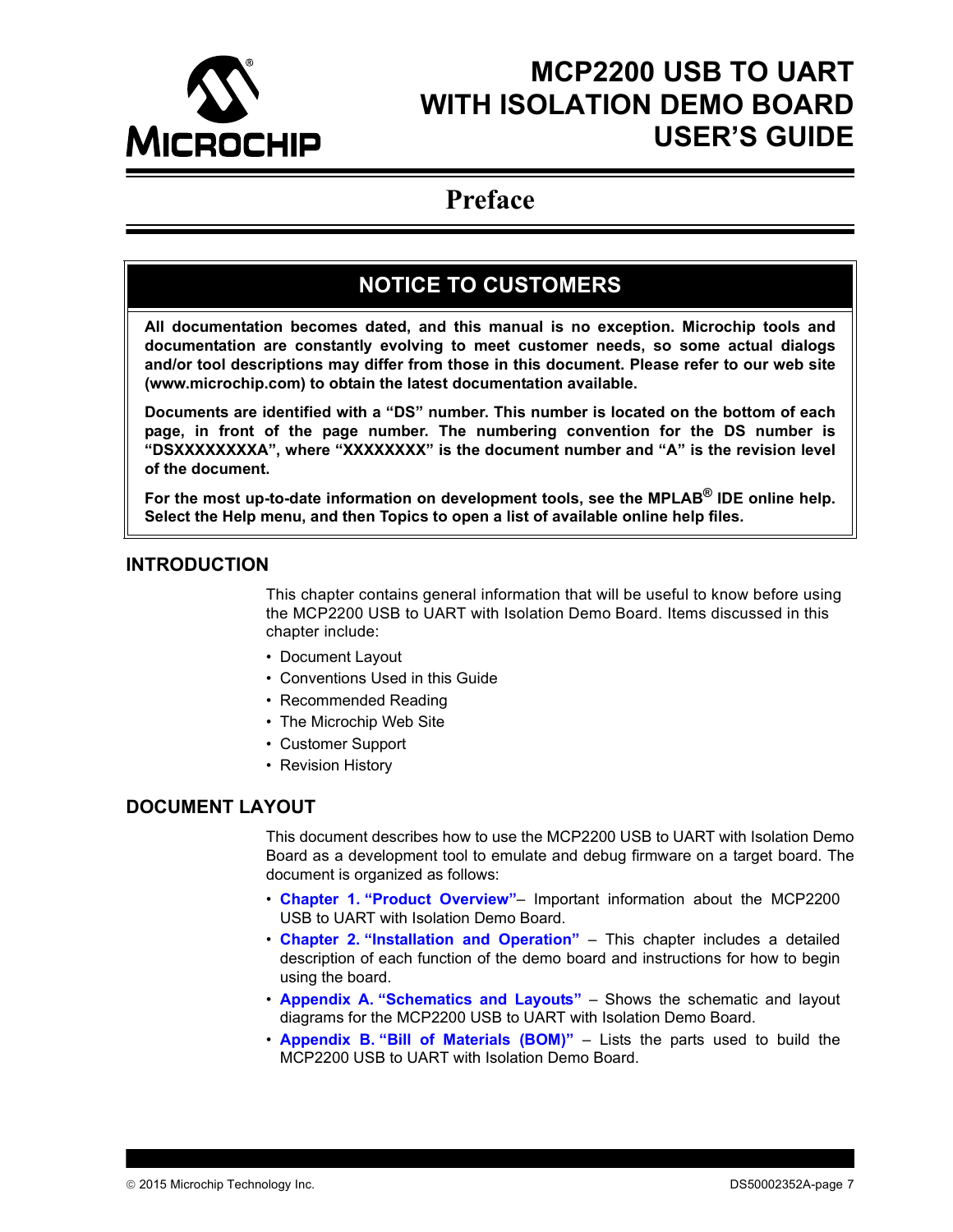# MCP2200 USB TO UART WITH ISOLATION DEMO BOARD USER'S GUIDE

## Preface

### NOTICE TO CUSTOMERS

**All documentation becomes dated, and this manual is no exception. Microchip tools and documentation are constantly evolving to meet customer needs, so some actual dialogs and/or tool descriptions may differ from those in this document. Please refer to our web site (www.microchip.com) to obtain the latest documentation available.**

**Documents are identified with a "DS" number. This number is located on the bottom of each page, in front of the page number. The numbering convention for the DS number is "DSXXXXXXXXA", where "XXXXXXXX" is the document number and "A" is the revision level of the document.**

**For the most up-to-date information on development tools, see the MPLAB® IDE online help. Select the Help menu, and then Topics to open a list of available online help files.**

## INTRODUCTION

This chapter contains general information that will be useful to know before using the MCP2200 USB to UART with Isolation Demo Board. Items discussed in this chapter include:

- Document Layout
- Conventions Used in this Guide
- Recommended Reading
- The Microchip Web Site
- Customer Support
- Revision History

## DOCUMENT LAYOUT

This document describes how to use the MCP2200 USB to UART with Isolation Demo Board as a development tool to emulate and debug firmware on a target board. The document is organized as follows:

- **Chapter 1. "Product Overview"**– Important information about the MCP2200 USB to UART with Isolation Demo Board.
- **Chapter 2. "Installation and Operation"** – This chapter includes a detailed description of each function of the demo board and instructions for how to begin using the board.
- **Appendix A. "Schematics and Layouts"** – Shows the schematic and layout diagrams for the MCP2200 USB to UART with Isolation Demo Board.
- **Appendix B. "Bill of Materials (BOM)"** – Lists the parts used to build the MCP2200 USB to UART with Isolation Demo Board.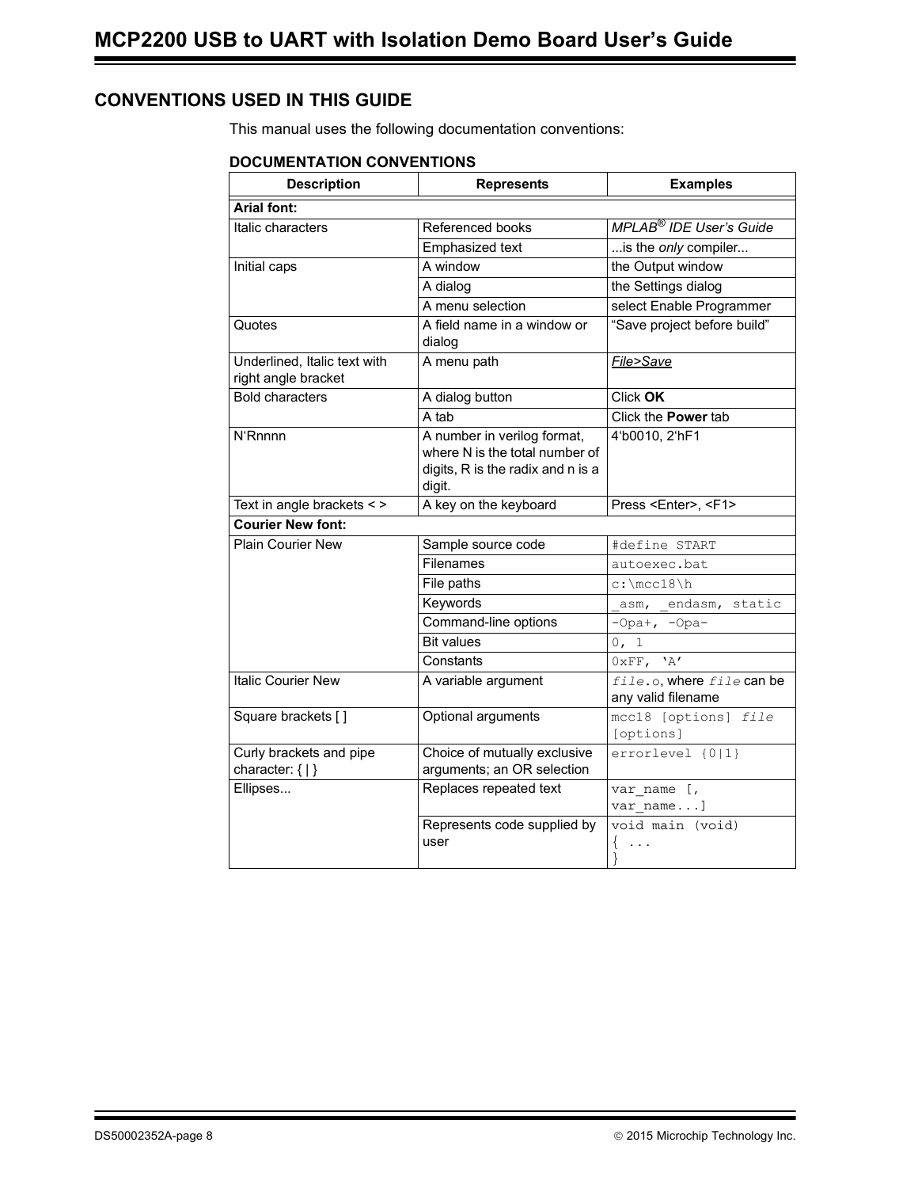## CONVENTIONS USED IN THIS GUIDE

This manual uses the following documentation conventions:

### DOCUMENTATION CONVENTIONS

| Description | Represents | Examples |
|---|---|---|
| **Arial font:** | | |
| Italic characters | Referenced books | *MPLAB® IDE User's Guide* |
| | Emphasized text | ...is the *only* compiler... |
| Initial caps | A window | the Output window |
| | A dialog | the Settings dialog |
| | A menu selection | select Enable Programmer |
| Quotes | A field name in a window or dialog | "Save project before build" |
| Underlined, Italic text with right angle bracket | A menu path | <u>*File>Save*</u> |
| Bold characters | A dialog button | Click **OK** |
| | A tab | Click the **Power** tab |
| N'Rnnnn | A number in verilog format, where N is the total number of digits, R is the radix and n is a digit. | 4'b0010, 2'hF1 |
| Text in angle brackets < > | A key on the keyboard | Press <Enter>, <F1> |
| **Courier New font:** | | |
| Plain Courier New | Sample source code | `#define START` |
| | Filenames | `autoexec.bat` |
| | File paths | `c:\mcc18\h` |
| | Keywords | `_asm, _endasm, static` |
| | Command-line options | `-Opa+, -Opa-` |
| | Bit values | `0, 1` |
| | Constants | `0xFF, 'A'` |
| Italic Courier New | A variable argument | `file.o`, where `file` can be any valid filename |
| Square brackets [ ] | Optional arguments | `mcc18 [options] file [options]` |
| Curly brackets and pipe character: { \| } | Choice of mutually exclusive arguments; an OR selection | `errorlevel {0\|1}` |
| Ellipses... | Replaces repeated text | `var_name [, var_name...]` |
| | Represents code supplied by user | `void main (void) { ... }` |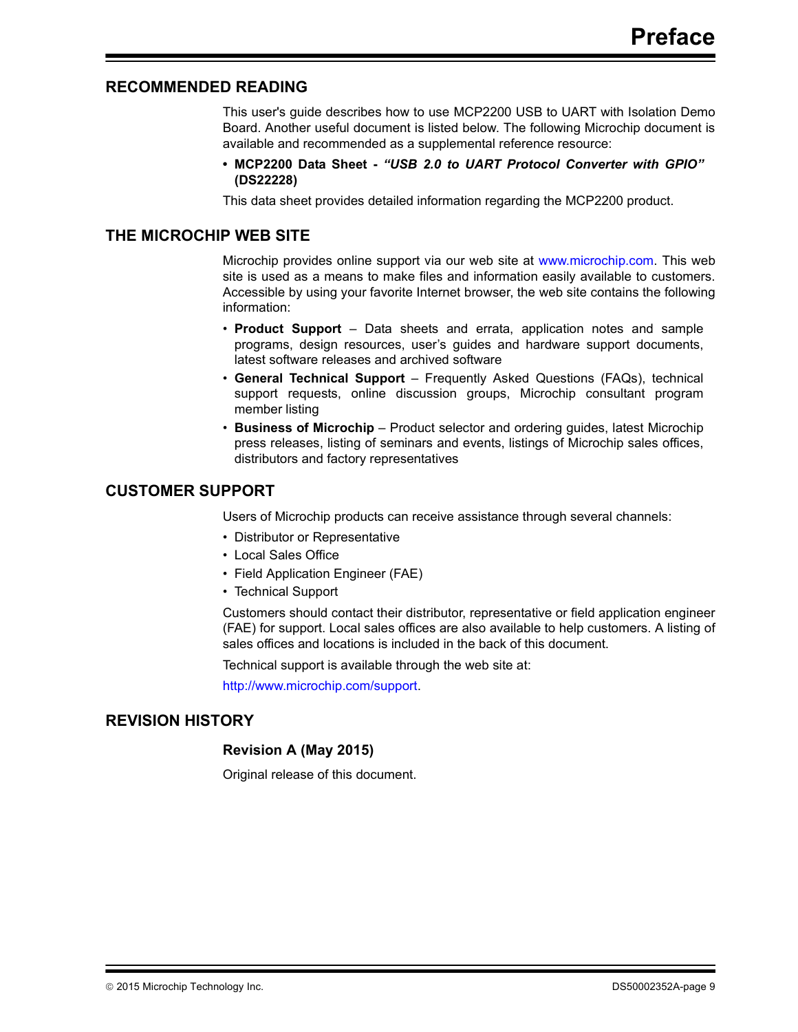## RECOMMENDED READING

This user's guide describes how to use MCP2200 USB to UART with Isolation Demo Board. Another useful document is listed below. The following Microchip document is available and recommended as a supplemental reference resource:

- **MCP2200 Data Sheet -** ***"USB 2.0 to UART Protocol Converter with GPIO"*** **(DS22228)**

This data sheet provides detailed information regarding the MCP2200 product.

## THE MICROCHIP WEB SITE

Microchip provides online support via our web site at www.microchip.com. This web site is used as a means to make files and information easily available to customers. Accessible by using your favorite Internet browser, the web site contains the following information:

- **Product Support** – Data sheets and errata, application notes and sample programs, design resources, user's guides and hardware support documents, latest software releases and archived software
- **General Technical Support** – Frequently Asked Questions (FAQs), technical support requests, online discussion groups, Microchip consultant program member listing
- **Business of Microchip** – Product selector and ordering guides, latest Microchip press releases, listing of seminars and events, listings of Microchip sales offices, distributors and factory representatives

## CUSTOMER SUPPORT

Users of Microchip products can receive assistance through several channels:

- Distributor or Representative
- Local Sales Office
- Field Application Engineer (FAE)
- Technical Support

Customers should contact their distributor, representative or field application engineer (FAE) for support. Local sales offices are also available to help customers. A listing of sales offices and locations is included in the back of this document.

Technical support is available through the web site at:

http://www.microchip.com/support.

## REVISION HISTORY

### Revision A (May 2015)

Original release of this document.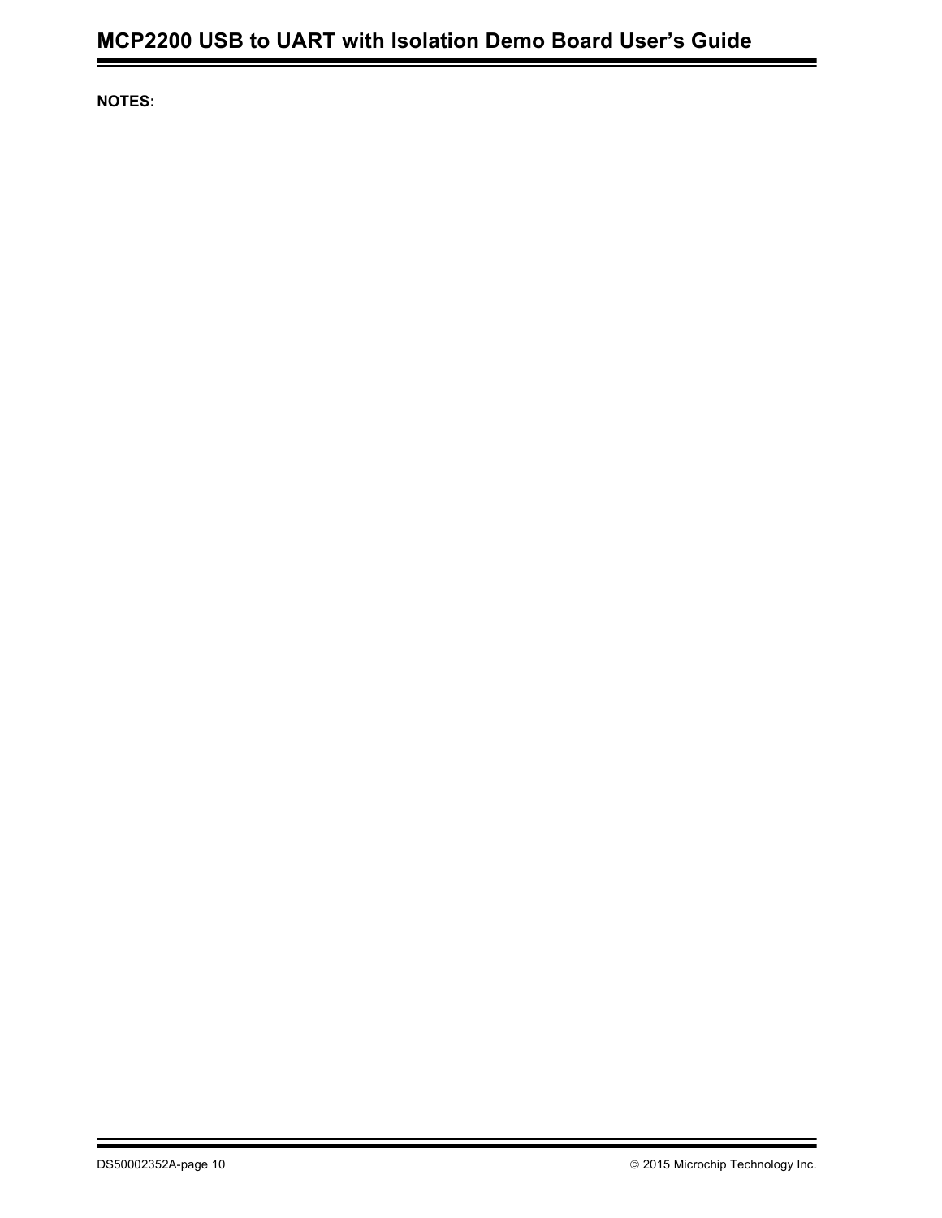**NOTES:**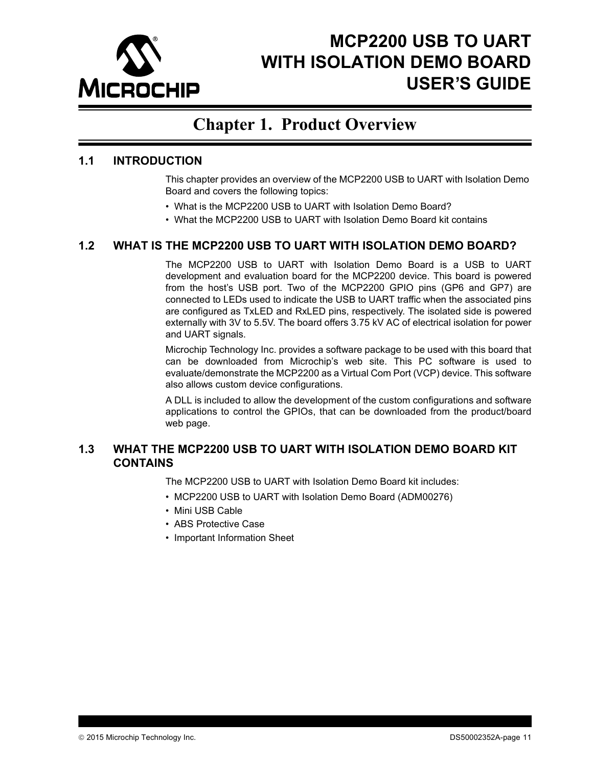# MCP2200 USB TO UART WITH ISOLATION DEMO BOARD USER'S GUIDE

## Chapter 1. Product Overview

### 1.1 INTRODUCTION

This chapter provides an overview of the MCP2200 USB to UART with Isolation Demo Board and covers the following topics:

- What is the MCP2200 USB to UART with Isolation Demo Board?
- What the MCP2200 USB to UART with Isolation Demo Board kit contains

### 1.2 WHAT IS THE MCP2200 USB TO UART WITH ISOLATION DEMO BOARD?

The MCP2200 USB to UART with Isolation Demo Board is a USB to UART development and evaluation board for the MCP2200 device. This board is powered from the host's USB port. Two of the MCP2200 GPIO pins (GP6 and GP7) are connected to LEDs used to indicate the USB to UART traffic when the associated pins are configured as TxLED and RxLED pins, respectively. The isolated side is powered externally with 3V to 5.5V. The board offers 3.75 kV AC of electrical isolation for power and UART signals.

Microchip Technology Inc. provides a software package to be used with this board that can be downloaded from Microchip's web site. This PC software is used to evaluate/demonstrate the MCP2200 as a Virtual Com Port (VCP) device. This software also allows custom device configurations.

A DLL is included to allow the development of the custom configurations and software applications to control the GPIOs, that can be downloaded from the product/board web page.

### 1.3 WHAT THE MCP2200 USB TO UART WITH ISOLATION DEMO BOARD KIT CONTAINS

The MCP2200 USB to UART with Isolation Demo Board kit includes:

- MCP2200 USB to UART with Isolation Demo Board (ADM00276)
- Mini USB Cable
- ABS Protective Case
- Important Information Sheet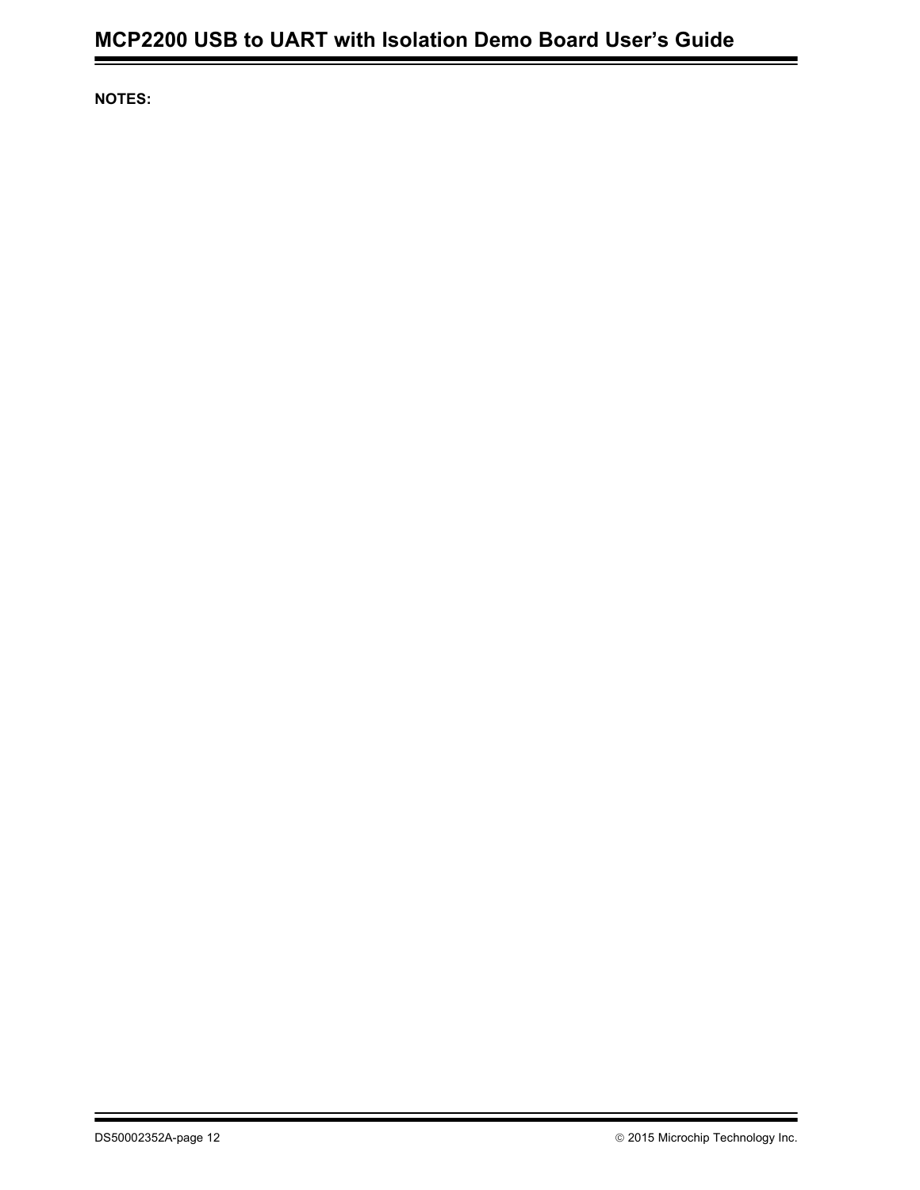**NOTES:**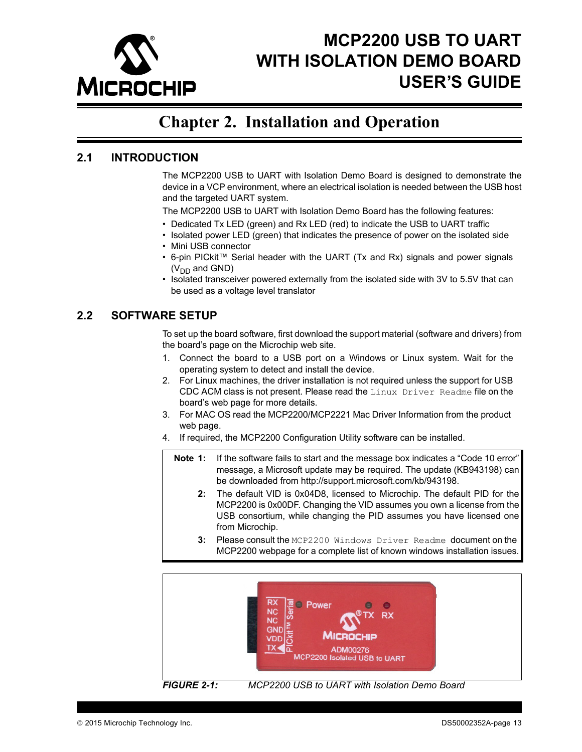# Chapter 2. Installation and Operation

## 2.1 INTRODUCTION

The MCP2200 USB to UART with Isolation Demo Board is designed to demonstrate the device in a VCP environment, where an electrical isolation is needed between the USB host and the targeted UART system.

The MCP2200 USB to UART with Isolation Demo Board has the following features:

- Dedicated Tx LED (green) and Rx LED (red) to indicate the USB to UART traffic
- Isolated power LED (green) that indicates the presence of power on the isolated side
- Mini USB connector
- 6-pin PICkit™ Serial header with the UART (Tx and Rx) signals and power signals ($V_{DD}$ and GND)
- Isolated transceiver powered externally from the isolated side with 3V to 5.5V that can be used as a voltage level translator

## 2.2 SOFTWARE SETUP

To set up the board software, first download the support material (software and drivers) from the board's page on the Microchip web site.

1. Connect the board to a USB port on a Windows or Linux system. Wait for the operating system to detect and install the device.
2. For Linux machines, the driver installation is not required unless the support for USB CDC ACM class is not present. Please read the `Linux Driver Readme` file on the board's web page for more details.
3. For MAC OS read the MCP2200/MCP2221 Mac Driver Information from the product web page.
4. If required, the MCP2200 Configuration Utility software can be installed.

> **Note 1:** If the software fails to start and the message box indicates a "Code 10 error" message, a Microsoft update may be required. The update (KB943198) can be downloaded from http://support.microsoft.com/kb/943198.
>
> **2:** The default VID is 0x04D8, licensed to Microchip. The default PID for the MCP2200 is 0x00DF. Changing the VID assumes you own a license from the USB consortium, while changing the PID assumes you have licensed one from Microchip.
>
> **3:** Please consult the `MCP2200 Windows Driver Readme` document on the MCP2200 webpage for a complete list of known windows installation issues.

***FIGURE 2-1:*** *MCP2200 USB to UART with Isolation Demo Board*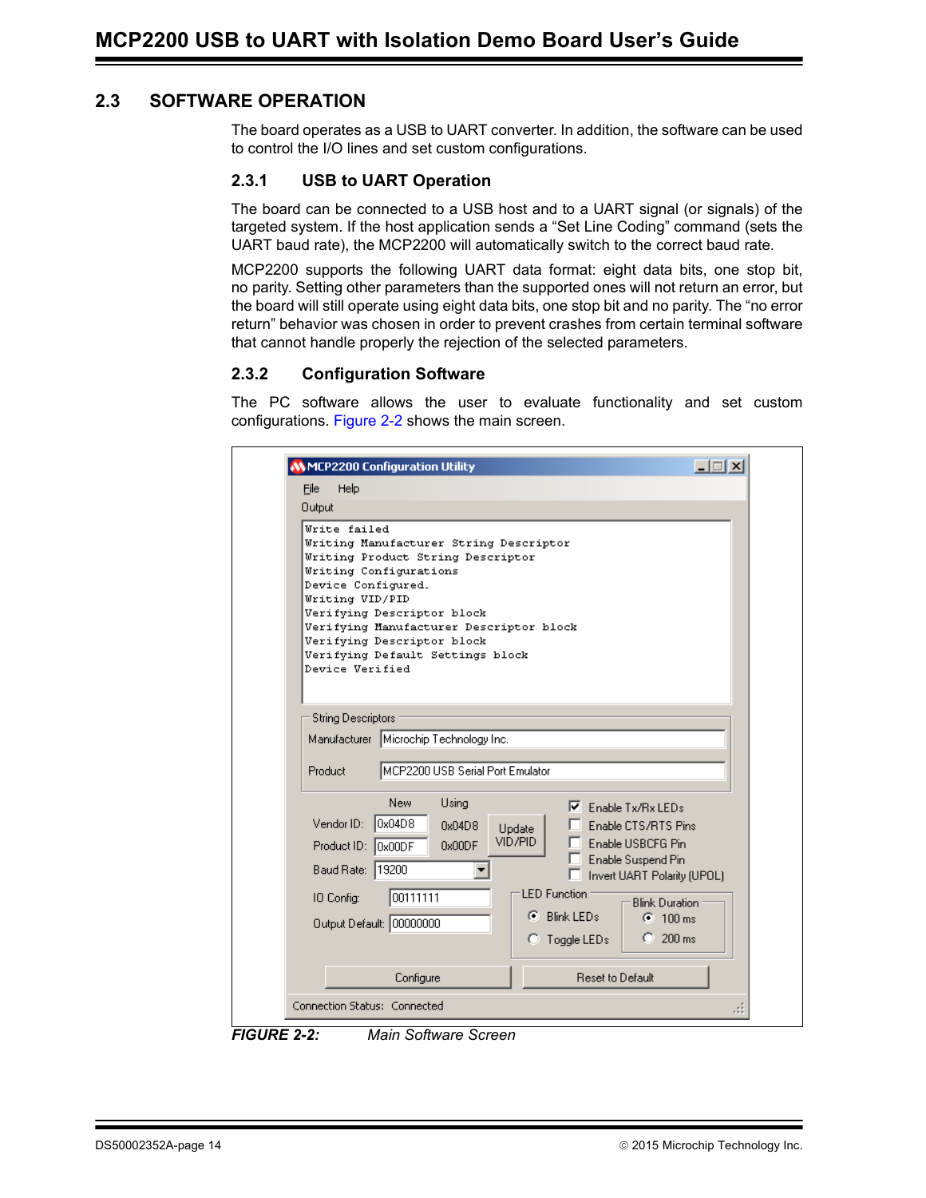## 2.3 SOFTWARE OPERATION

The board operates as a USB to UART converter. In addition, the software can be used to control the I/O lines and set custom configurations.

### 2.3.1 USB to UART Operation

The board can be connected to a USB host and to a UART signal (or signals) of the targeted system. If the host application sends a "Set Line Coding" command (sets the UART baud rate), the MCP2200 will automatically switch to the correct baud rate.

MCP2200 supports the following UART data format: eight data bits, one stop bit, no parity. Setting other parameters than the supported ones will not return an error, but the board will still operate using eight data bits, one stop bit and no parity. The "no error return" behavior was chosen in order to prevent crashes from certain terminal software that cannot handle properly the rejection of the selected parameters.

### 2.3.2 Configuration Software

The PC software allows the user to evaluate functionality and set custom configurations. Figure 2-2 shows the main screen.

***FIGURE 2-2:*** *Main Software Screen*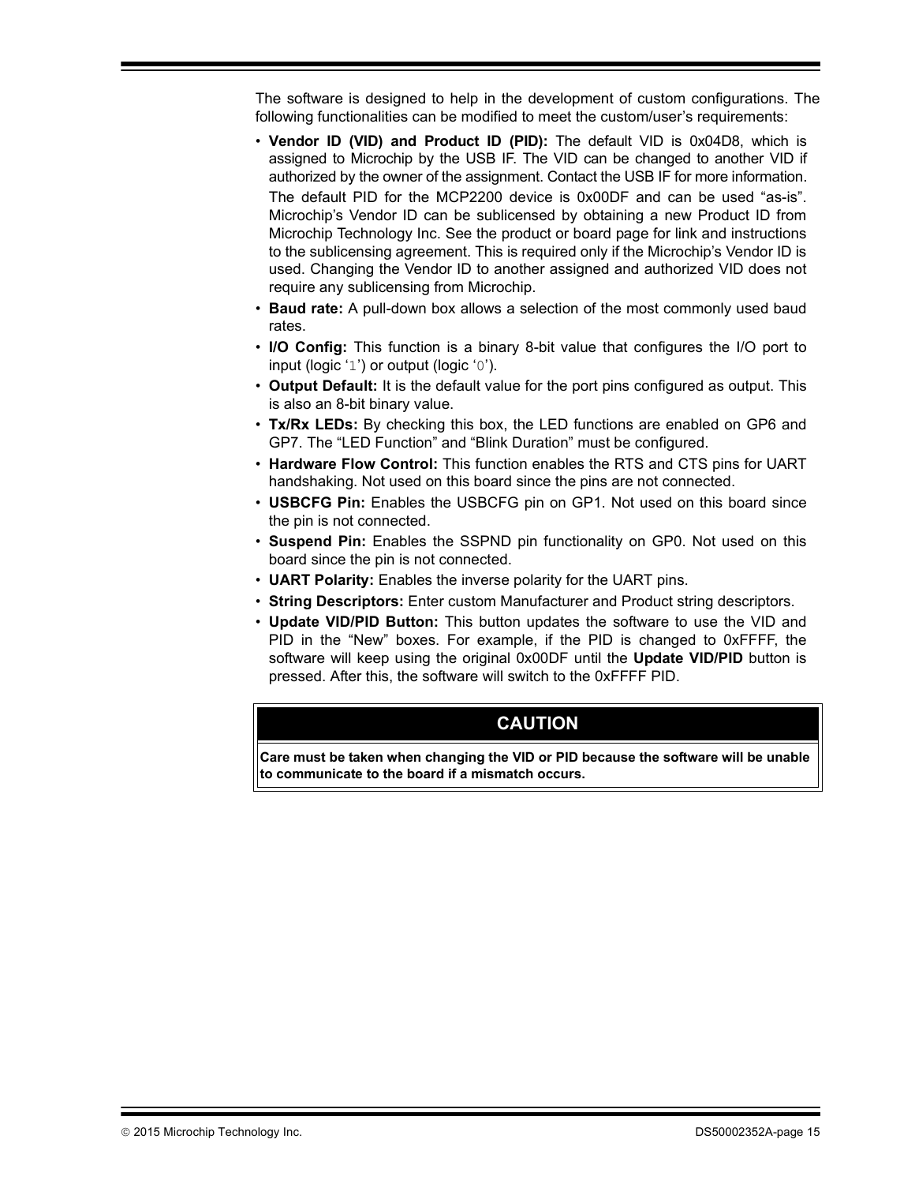The software is designed to help in the development of custom configurations. The following functionalities can be modified to meet the custom/user's requirements:

- **Vendor ID (VID) and Product ID (PID):** The default VID is 0x04D8, which is assigned to Microchip by the USB IF. The VID can be changed to another VID if authorized by the owner of the assignment. Contact the USB IF for more information.

  The default PID for the MCP2200 device is 0x00DF and can be used "as-is". Microchip's Vendor ID can be sublicensed by obtaining a new Product ID from Microchip Technology Inc. See the product or board page for link and instructions to the sublicensing agreement. This is required only if the Microchip's Vendor ID is used. Changing the Vendor ID to another assigned and authorized VID does not require any sublicensing from Microchip.
- **Baud rate:** A pull-down box allows a selection of the most commonly used baud rates.
- **I/O Config:** This function is a binary 8-bit value that configures the I/O port to input (logic '1') or output (logic '0').
- **Output Default:** It is the default value for the port pins configured as output. This is also an 8-bit binary value.
- **Tx/Rx LEDs:** By checking this box, the LED functions are enabled on GP6 and GP7. The "LED Function" and "Blink Duration" must be configured.
- **Hardware Flow Control:** This function enables the RTS and CTS pins for UART handshaking. Not used on this board since the pins are not connected.
- **USBCFG Pin:** Enables the USBCFG pin on GP1. Not used on this board since the pin is not connected.
- **Suspend Pin:** Enables the SSPND pin functionality on GP0. Not used on this board since the pin is not connected.
- **UART Polarity:** Enables the inverse polarity for the UART pins.
- **String Descriptors:** Enter custom Manufacturer and Product string descriptors.
- **Update VID/PID Button:** This button updates the software to use the VID and PID in the "New" boxes. For example, if the PID is changed to 0xFFFF, the software will keep using the original 0x00DF until the **Update VID/PID** button is pressed. After this, the software will switch to the 0xFFFF PID.

| CAUTION |
|---|
| **Care must be taken when changing the VID or PID because the software will be unable to communicate to the board if a mismatch occurs.** |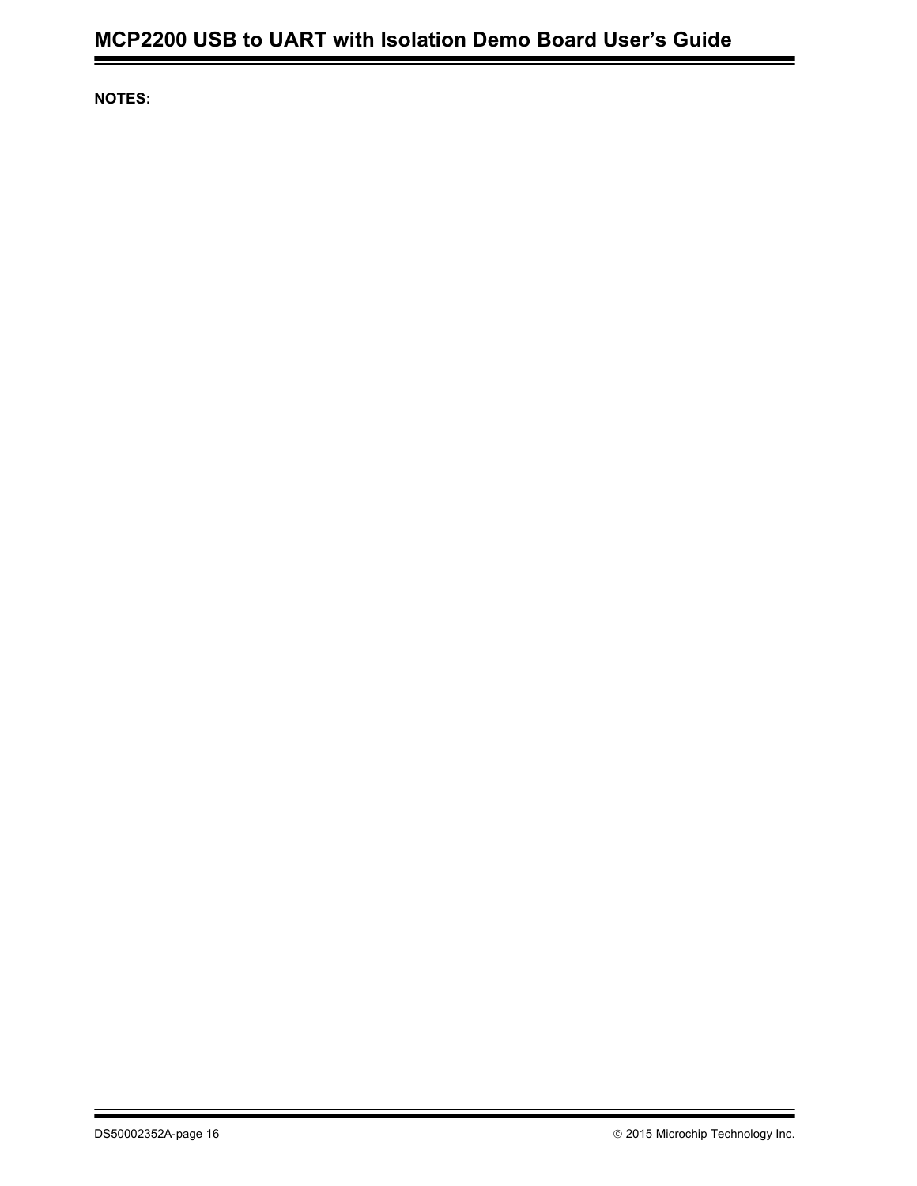**NOTES:**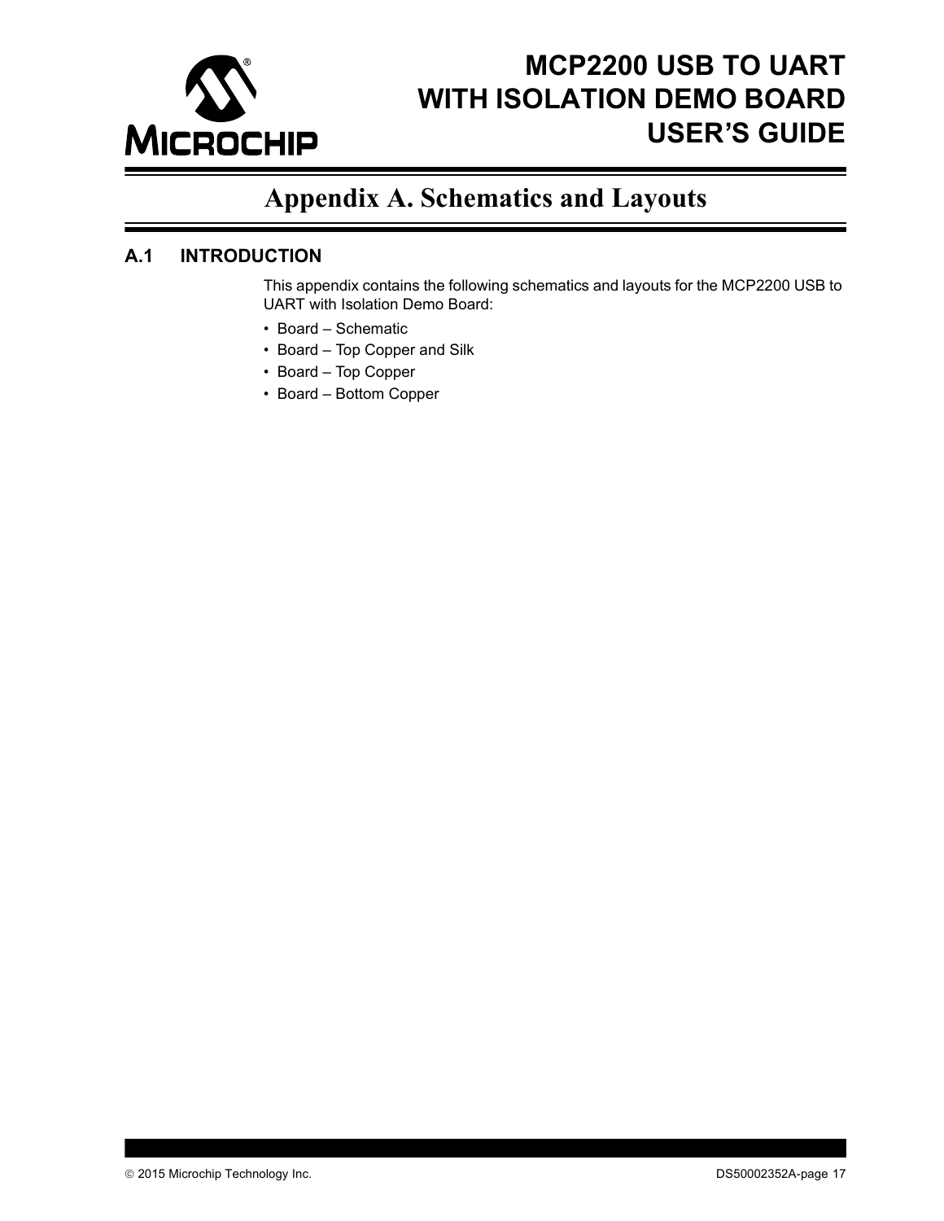# Appendix A. Schematics and Layouts

## A.1 INTRODUCTION

This appendix contains the following schematics and layouts for the MCP2200 USB to UART with Isolation Demo Board:

- Board – Schematic
- Board – Top Copper and Silk
- Board – Top Copper
- Board – Bottom Copper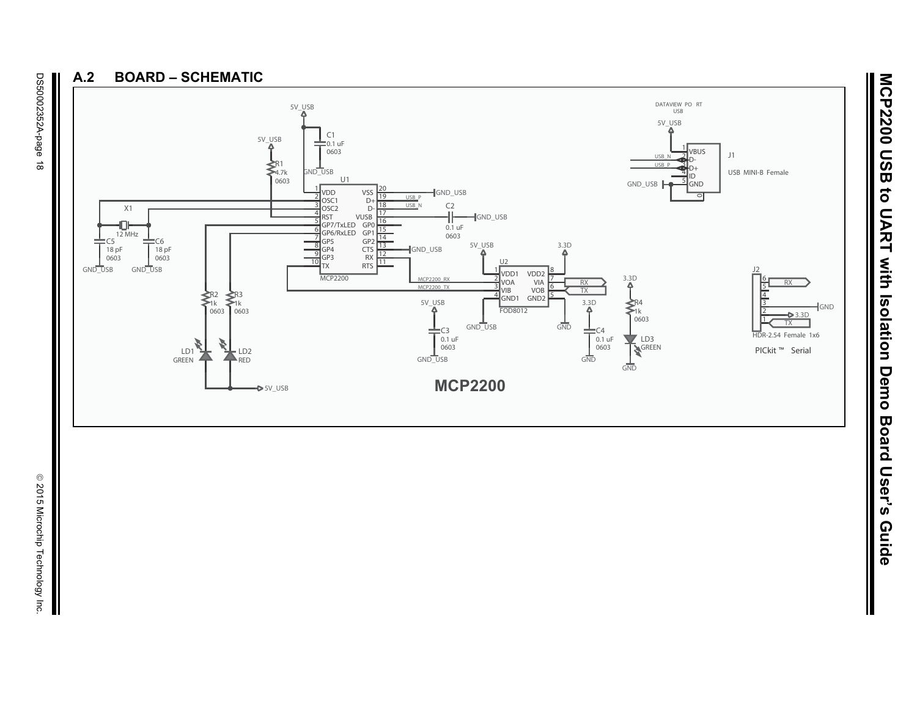## A.2 BOARD – SCHEMATIC

5V_USB

C1
0.1 uF
0603

GND_USB

5V_USB

R1
4.7k
0603

U1

| Pin | Name | Name | Pin |
|---|---|---|---|
| 1 | VDD | VSS | 20 |
| 2 | OSC1 | D+ | 19 |
| 3 | OSC2 | D- | 18 |
| 4 | RST | VUSB | 17 |
| 5 | GP7/TxLED | GP0 | 16 |
| 6 | GP6/RxLED | GP1 | 15 |
| 7 | GP5 | GP2 | 14 |
| 8 | GP4 | CTS | 13 |
| 9 | GP3 | RX | 12 |
| 10 | TX | RTS | 11 |

MCP2200

X1
12 MHz

C5
18 pF
0603

C6
18 pF
0603

GND_USB GND_USB

GND_USB

USB_P
USB_N

C2
0.1 uF
0603

GND_USB

GND_USB

R2
1k
0603

R3
1k
0603

LD1
GREEN

LD2
RED

5V_USB

DATAVIEW PORT USB

5V_USB

J1

| Pin | Name |
|---|---|
| 1 | VBUS |
| 2 | D- |
| 3 | D+ |
| 4 | ID |
| 5 | GND |
| 0 | |

USB_N
USB_P

GND_USB

USB MINI-B Female

5V_USB 3.3D

U2

| Pin | Name | Name | Pin |
|---|---|---|---|
| 1 | VDD1 | VDD2 | 8 |
| 2 | VOA | VIA | 7 |
| 3 | VIB | VOB | 6 |
| 4 | GND1 | GND2 | 5 |

FOD8012

MCP2200_RX
MCP2200_TX

RX
TX

GND_USB GND

5V_USB

C3
0.1 uF
0603

GND_USB

3.3D

C4
0.1 uF
0603

GND

3.3D

R4
1k
0603

LD3
GREEN

GND

J2

| Pin | Signal |
|---|---|
| 6 | RX |
| 5 | |
| 4 | |
| 3 | GND |
| 2 | 3.3D |
| 1 | TX |

HDR-2.54 Female 1x6

PICkit™ Serial

**MCP2200**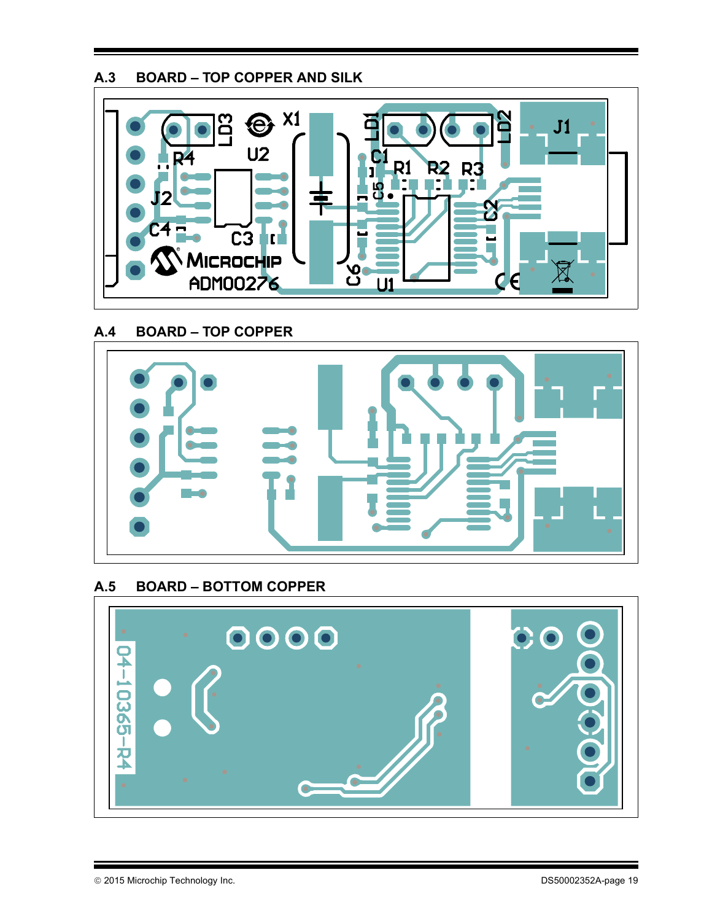## A.3 BOARD – TOP COPPER AND SILK

## A.4 BOARD – TOP COPPER

## A.5 BOARD – BOTTOM COPPER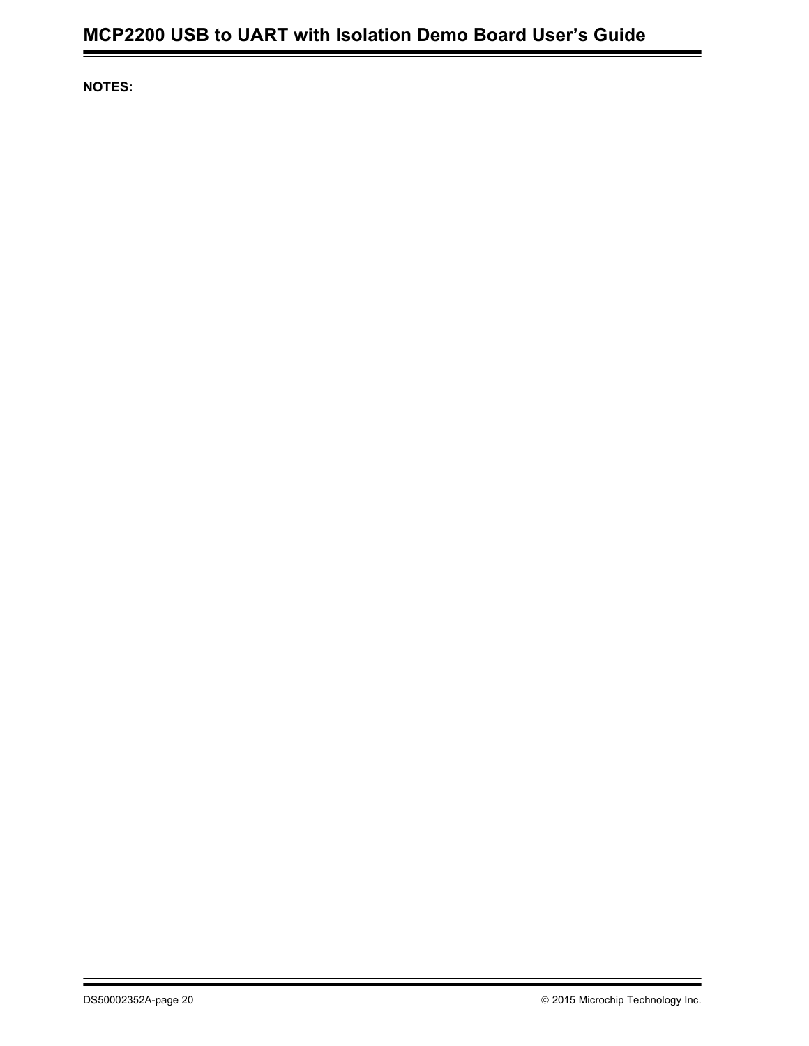**NOTES:**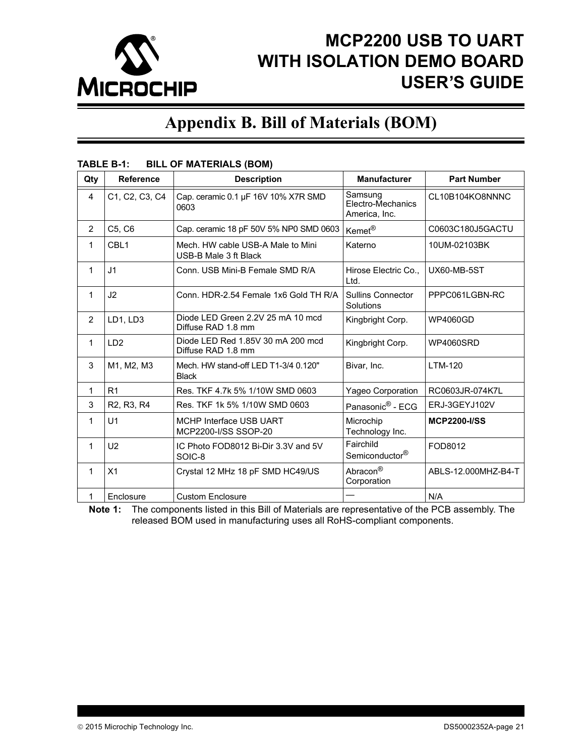# Appendix B. Bill of Materials (BOM)

**TABLE B-1: BILL OF MATERIALS (BOM)**

| Qty | Reference | Description | Manufacturer | Part Number |
|---|---|---|---|---|
| 4 | C1, C2, C3, C4 | Cap. ceramic 0.1 µF 16V 10% X7R SMD 0603 | Samsung Electro-Mechanics America, Inc. | CL10B104KO8NNNC |
| 2 | C5, C6 | Cap. ceramic 18 pF 50V 5% NP0 SMD 0603 | Kemet® | C0603C180J5GACTU |
| 1 | CBL1 | Mech. HW cable USB-A Male to Mini USB-B Male 3 ft Black | Katerno | 10UM-02103BK |
| 1 | J1 | Conn. USB Mini-B Female SMD R/A | Hirose Electric Co., Ltd. | UX60-MB-5ST |
| 1 | J2 | Conn. HDR-2.54 Female 1x6 Gold TH R/A | Sullins Connector Solutions | PPPC061LGBN-RC |
| 2 | LD1, LD3 | Diode LED Green 2.2V 25 mA 10 mcd Diffuse RAD 1.8 mm | Kingbright Corp. | WP4060GD |
| 1 | LD2 | Diode LED Red 1.85V 30 mA 200 mcd Diffuse RAD 1.8 mm | Kingbright Corp. | WP4060SRD |
| 3 | M1, M2, M3 | Mech. HW stand-off LED T1-3/4 0.120" Black | Bivar, Inc. | LTM-120 |
| 1 | R1 | Res. TKF 4.7k 5% 1/10W SMD 0603 | Yageo Corporation | RC0603JR-074K7L |
| 3 | R2, R3, R4 | Res. TKF 1k 5% 1/10W SMD 0603 | Panasonic® - ECG | ERJ-3GEYJ102V |
| 1 | U1 | MCHP Interface USB UART MCP2200-I/SS SSOP-20 | Microchip Technology Inc. | **MCP2200-I/SS** |
| 1 | U2 | IC Photo FOD8012 Bi-Dir 3.3V and 5V SOIC-8 | Fairchild Semiconductor® | FOD8012 |
| 1 | X1 | Crystal 12 MHz 18 pF SMD HC49/US | Abracon® Corporation | ABLS-12.000MHZ-B4-T |
| 1 | Enclosure | Custom Enclosure | — | N/A |

**Note 1:** The components listed in this Bill of Materials are representative of the PCB assembly. The released BOM used in manufacturing uses all RoHS-compliant components.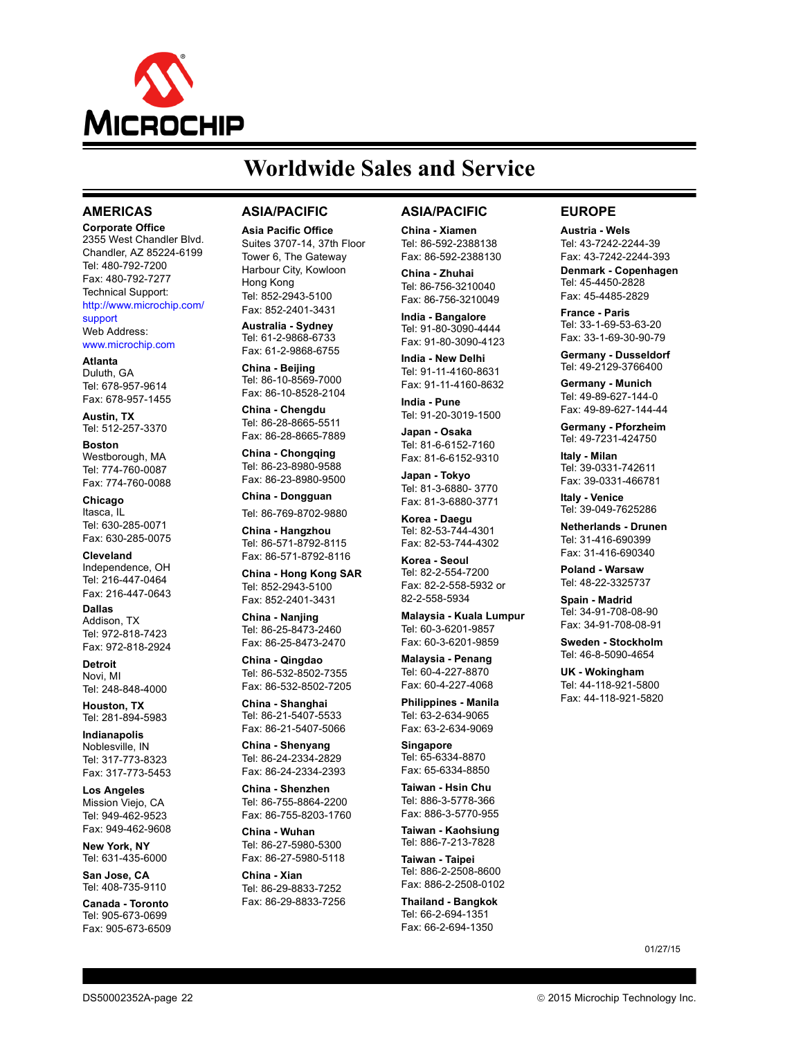# Worldwide Sales and Service

## AMERICAS

**Corporate Office**
2355 West Chandler Blvd.
Chandler, AZ 85224-6199
Tel: 480-792-7200
Fax: 480-792-7277
Technical Support:
http://www.microchip.com/support
Web Address:
www.microchip.com

**Atlanta**
Duluth, GA
Tel: 678-957-9614
Fax: 678-957-1455

**Austin, TX**
Tel: 512-257-3370

**Boston**
Westborough, MA
Tel: 774-760-0087
Fax: 774-760-0088

**Chicago**
Itasca, IL
Tel: 630-285-0071
Fax: 630-285-0075

**Cleveland**
Independence, OH
Tel: 216-447-0464
Fax: 216-447-0643

**Dallas**
Addison, TX
Tel: 972-818-7423
Fax: 972-818-2924

**Detroit**
Novi, MI
Tel: 248-848-4000

**Houston, TX**
Tel: 281-894-5983

**Indianapolis**
Noblesville, IN
Tel: 317-773-8323
Fax: 317-773-5453

**Los Angeles**
Mission Viejo, CA
Tel: 949-462-9523
Fax: 949-462-9608

**New York, NY**
Tel: 631-435-6000

**San Jose, CA**
Tel: 408-735-9110

**Canada - Toronto**
Tel: 905-673-0699
Fax: 905-673-6509

## ASIA/PACIFIC

**Asia Pacific Office**
Suites 3707-14, 37th Floor
Tower 6, The Gateway
Harbour City, Kowloon
Hong Kong
Tel: 852-2943-5100
Fax: 852-2401-3431

**Australia - Sydney**
Tel: 61-2-9868-6733
Fax: 61-2-9868-6755

**China - Beijing**
Tel: 86-10-8569-7000
Fax: 86-10-8528-2104

**China - Chengdu**
Tel: 86-28-8665-5511
Fax: 86-28-8665-7889

**China - Chongqing**
Tel: 86-23-8980-9588
Fax: 86-23-8980-9500

**China - Dongguan**
Tel: 86-769-8702-9880

**China - Hangzhou**
Tel: 86-571-8792-8115
Fax: 86-571-8792-8116

**China - Hong Kong SAR**
Tel: 852-2943-5100
Fax: 852-2401-3431

**China - Nanjing**
Tel: 86-25-8473-2460
Fax: 86-25-8473-2470

**China - Qingdao**
Tel: 86-532-8502-7355
Fax: 86-532-8502-7205

**China - Shanghai**
Tel: 86-21-5407-5533
Fax: 86-21-5407-5066

**China - Shenyang**
Tel: 86-24-2334-2829
Fax: 86-24-2334-2393

**China - Shenzhen**
Tel: 86-755-8864-2200
Fax: 86-755-8203-1760

**China - Wuhan**
Tel: 86-27-5980-5300
Fax: 86-27-5980-5118

**China - Xian**
Tel: 86-29-8833-7252
Fax: 86-29-8833-7256

## ASIA/PACIFIC

**China - Xiamen**
Tel: 86-592-2388138
Fax: 86-592-2388130

**China - Zhuhai**
Tel: 86-756-3210040
Fax: 86-756-3210049

**India - Bangalore**
Tel: 91-80-3090-4444
Fax: 91-80-3090-4123

**India - New Delhi**
Tel: 91-11-4160-8631
Fax: 91-11-4160-8632

**India - Pune**
Tel: 91-20-3019-1500

**Japan - Osaka**
Tel: 81-6-6152-7160
Fax: 81-6-6152-9310

**Japan - Tokyo**
Tel: 81-3-6880- 3770
Fax: 81-3-6880-3771

**Korea - Daegu**
Tel: 82-53-744-4301
Fax: 82-53-744-4302

**Korea - Seoul**
Tel: 82-2-554-7200
Fax: 82-2-558-5932 or
82-2-558-5934

**Malaysia - Kuala Lumpur**
Tel: 60-3-6201-9857
Fax: 60-3-6201-9859

**Malaysia - Penang**
Tel: 60-4-227-8870
Fax: 60-4-227-4068

**Philippines - Manila**
Tel: 63-2-634-9065
Fax: 63-2-634-9069

**Singapore**
Tel: 65-6334-8870
Fax: 65-6334-8850

**Taiwan - Hsin Chu**
Tel: 886-3-5778-366
Fax: 886-3-5770-955

**Taiwan - Kaohsiung**
Tel: 886-7-213-7828

**Taiwan - Taipei**
Tel: 886-2-2508-8600
Fax: 886-2-2508-0102

**Thailand - Bangkok**
Tel: 66-2-694-1351
Fax: 66-2-694-1350

## EUROPE

**Austria - Wels**
Tel: 43-7242-2244-39
Fax: 43-7242-2244-393

**Denmark - Copenhagen**
Tel: 45-4450-2828
Fax: 45-4485-2829

**France - Paris**
Tel: 33-1-69-53-63-20
Fax: 33-1-69-30-90-79

**Germany - Dusseldorf**
Tel: 49-2129-3766400

**Germany - Munich**
Tel: 49-89-627-144-0
Fax: 49-89-627-144-44

**Germany - Pforzheim**
Tel: 49-7231-424750

**Italy - Milan**
Tel: 39-0331-742611
Fax: 39-0331-466781

**Italy - Venice**
Tel: 39-049-7625286

**Netherlands - Drunen**
Tel: 31-416-690399
Fax: 31-416-690340

**Poland - Warsaw**
Tel: 48-22-3325737

**Spain - Madrid**
Tel: 34-91-708-08-90
Fax: 34-91-708-08-91

**Sweden - Stockholm**
Tel: 46-8-5090-4654

**UK - Wokingham**
Tel: 44-118-921-5800
Fax: 44-118-921-5820

01/27/15